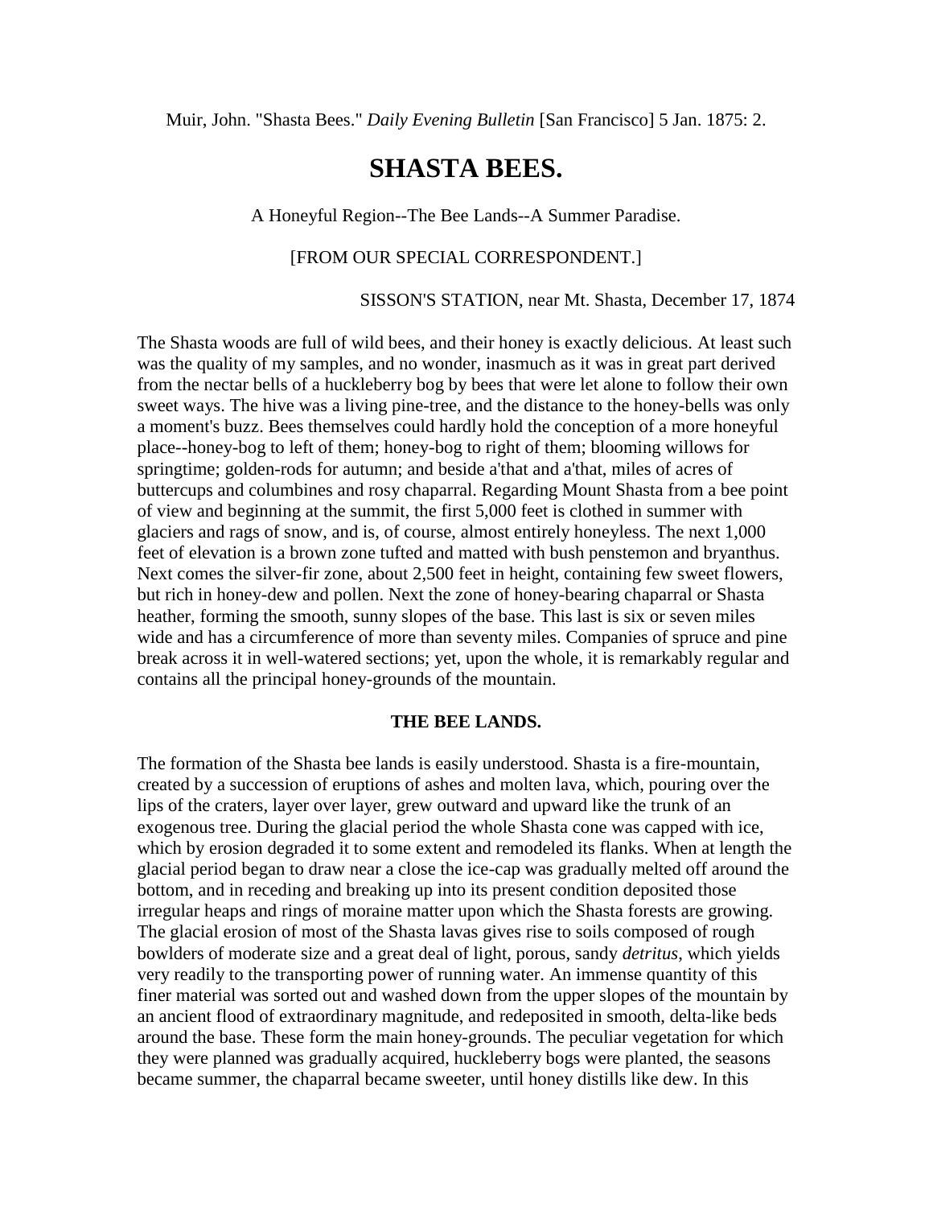Muir, John. "Shasta Bees." *Daily Evening Bulletin* [San Francisco] 5 Jan. 1875: 2.

# SHASTA BEES.

A Honeyful Region--The Bee Lands--A Summer Paradise.

[FROM OUR SPECIAL CORRESPONDENT.]

SISSON'S STATION, near Mt. Shasta, December 17, 1874

The Shasta woods are full of wild bees, and their honey is exactly delicious. At least such was the quality of my samples, and no wonder, inasmuch as it was in great part derived from the nectar bells of a huckleberry bog by bees that were let alone to follow their own sweet ways. The hive was a living pine-tree, and the distance to the honey-bells was only a moment's buzz. Bees themselves could hardly hold the conception of a more honeyful place--honey-bog to left of them; honey-bog to right of them; blooming willows for springtime; golden-rods for autumn; and beside a'that and a'that, miles of acres of buttercups and columbines and rosy chaparral. Regarding Mount Shasta from a bee point of view and beginning at the summit, the first 5,000 feet is clothed in summer with glaciers and rags of snow, and is, of course, almost entirely honeyless. The next 1,000 feet of elevation is a brown zone tufted and matted with bush penstemon and bryanthus. Next comes the silver-fir zone, about 2,500 feet in height, containing few sweet flowers, but rich in honey-dew and pollen. Next the zone of honey-bearing chaparral or Shasta heather, forming the smooth, sunny slopes of the base. This last is six or seven miles wide and has a circumference of more than seventy miles. Companies of spruce and pine break across it in well-watered sections; yet, upon the whole, it is remarkably regular and contains all the principal honey-grounds of the mountain.

### THE BEE LANDS.

The formation of the Shasta bee lands is easily understood. Shasta is a fire-mountain, created by a succession of eruptions of ashes and molten lava, which, pouring over the lips of the craters, layer over layer, grew outward and upward like the trunk of an exogenous tree. During the glacial period the whole Shasta cone was capped with ice, which by erosion degraded it to some extent and remodeled its flanks. When at length the glacial period began to draw near a close the ice-cap was gradually melted off around the bottom, and in receding and breaking up into its present condition deposited those irregular heaps and rings of moraine matter upon which the Shasta forests are growing. The glacial erosion of most of the Shasta lavas gives rise to soils composed of rough bowlders of moderate size and a great deal of light, porous, sandy *detritus*, which yields very readily to the transporting power of running water. An immense quantity of this finer material was sorted out and washed down from the upper slopes of the mountain by an ancient flood of extraordinary magnitude, and redeposited in smooth, delta-like beds around the base. These form the main honey-grounds. The peculiar vegetation for which they were planned was gradually acquired, huckleberry bogs were planted, the seasons became summer, the chaparral became sweeter, until honey distills like dew. In this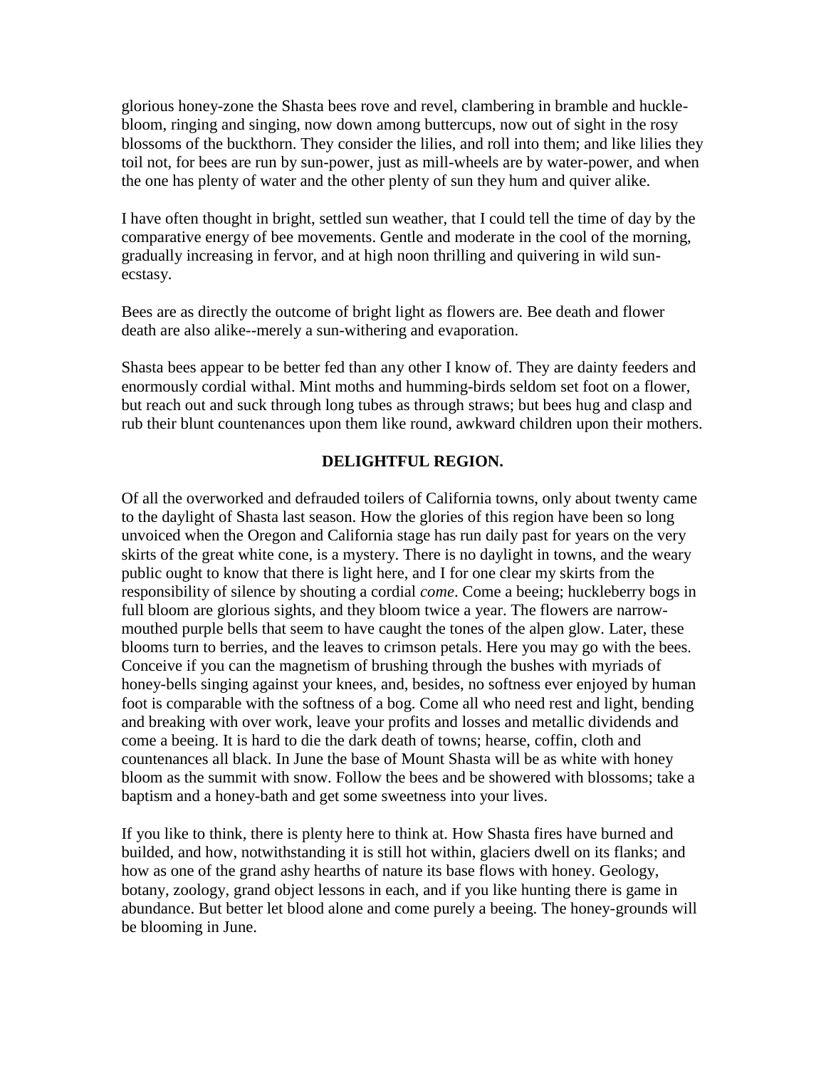glorious honey-zone the Shasta bees rove and revel, clambering in bramble and huckle-bloom, ringing and singing, now down among buttercups, now out of sight in the rosy blossoms of the buckthorn. They consider the lilies, and roll into them; and like lilies they toil not, for bees are run by sun-power, just as mill-wheels are by water-power, and when the one has plenty of water and the other plenty of sun they hum and quiver alike.

I have often thought in bright, settled sun weather, that I could tell the time of day by the comparative energy of bee movements. Gentle and moderate in the cool of the morning, gradually increasing in fervor, and at high noon thrilling and quivering in wild sun-ecstasy.

Bees are as directly the outcome of bright light as flowers are. Bee death and flower death are also alike--merely a sun-withering and evaporation.

Shasta bees appear to be better fed than any other I know of. They are dainty feeders and enormously cordial withal. Mint moths and humming-birds seldom set foot on a flower, but reach out and suck through long tubes as through straws; but bees hug and clasp and rub their blunt countenances upon them like round, awkward children upon their mothers.

## DELIGHTFUL REGION.

Of all the overworked and defrauded toilers of California towns, only about twenty came to the daylight of Shasta last season. How the glories of this region have been so long unvoiced when the Oregon and California stage has run daily past for years on the very skirts of the great white cone, is a mystery. There is no daylight in towns, and the weary public ought to know that there is light here, and I for one clear my skirts from the responsibility of silence by shouting a cordial *come*. Come a beeing; huckleberry bogs in full bloom are glorious sights, and they bloom twice a year. The flowers are narrow-mouthed purple bells that seem to have caught the tones of the alpen glow. Later, these blooms turn to berries, and the leaves to crimson petals. Here you may go with the bees. Conceive if you can the magnetism of brushing through the bushes with myriads of honey-bells singing against your knees, and, besides, no softness ever enjoyed by human foot is comparable with the softness of a bog. Come all who need rest and light, bending and breaking with over work, leave your profits and losses and metallic dividends and come a beeing. It is hard to die the dark death of towns; hearse, coffin, cloth and countenances all black. In June the base of Mount Shasta will be as white with honey bloom as the summit with snow. Follow the bees and be showered with blossoms; take a baptism and a honey-bath and get some sweetness into your lives.

If you like to think, there is plenty here to think at. How Shasta fires have burned and builded, and how, notwithstanding it is still hot within, glaciers dwell on its flanks; and how as one of the grand ashy hearths of nature its base flows with honey. Geology, botany, zoology, grand object lessons in each, and if you like hunting there is game in abundance. But better let blood alone and come purely a beeing. The honey-grounds will be blooming in June.